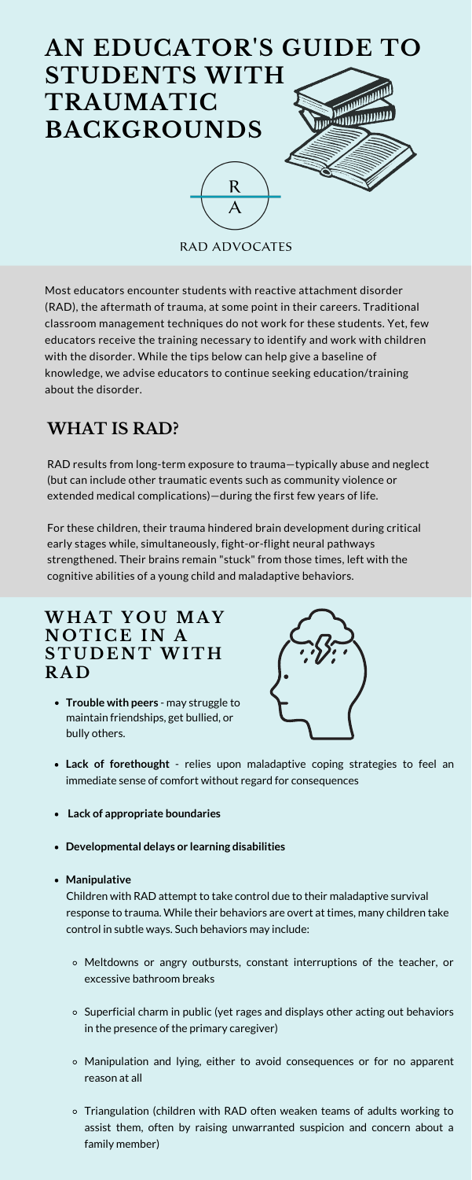# AN EDUCATOR'S GUIDE TO STUDENTS WITH TRAUMATIC BACKGROUNDS

R
A

RAD ADVOCATES

Most educators encounter students with reactive attachment disorder (RAD), the aftermath of trauma, at some point in their careers. Traditional classroom management techniques do not work for these students. Yet, few educators receive the training necessary to identify and work with children with the disorder. While the tips below can help give a baseline of knowledge, we advise educators to continue seeking education/training about the disorder.

## WHAT IS RAD?

RAD results from long-term exposure to trauma—typically abuse and neglect (but can include other traumatic events such as community violence or extended medical complications)—during the first few years of life.

For these children, their trauma hindered brain development during critical early stages while, simultaneously, fight-or-flight neural pathways strengthened. Their brains remain "stuck" from those times, left with the cognitive abilities of a young child and maladaptive behaviors.

## WHAT YOU MAY NOTICE IN A STUDENT WITH RAD

- **Trouble with peers** - may struggle to maintain friendships, get bullied, or bully others.
- **Lack of forethought** - relies upon maladaptive coping strategies to feel an immediate sense of comfort without regard for consequences
- **Lack of appropriate boundaries**
- **Developmental delays or learning disabilities**
- **Manipulative**

  Children with RAD attempt to take control due to their maladaptive survival response to trauma. While their behaviors are overt at times, many children take control in subtle ways. Such behaviors may include:

  - Meltdowns or angry outbursts, constant interruptions of the teacher, or excessive bathroom breaks
  - Superficial charm in public (yet rages and displays other acting out behaviors in the presence of the primary caregiver)
  - Manipulation and lying, either to avoid consequences or for no apparent reason at all
  - Triangulation (children with RAD often weaken teams of adults working to assist them, often by raising unwarranted suspicion and concern about a family member)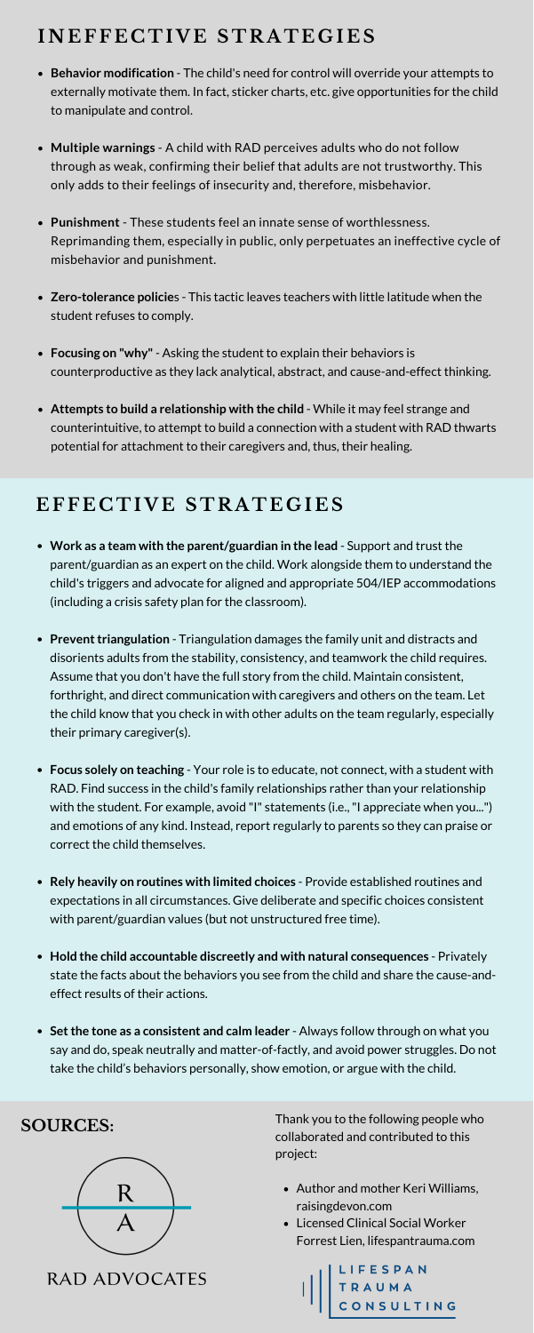## INEFFECTIVE STRATEGIES

- **Behavior modification** - The child's need for control will override your attempts to externally motivate them. In fact, sticker charts, etc. give opportunities for the child to manipulate and control.
- **Multiple warnings** - A child with RAD perceives adults who do not follow through as weak, confirming their belief that adults are not trustworthy. This only adds to their feelings of insecurity and, therefore, misbehavior.
- **Punishment** - These students feel an innate sense of worthlessness. Reprimanding them, especially in public, only perpetuates an ineffective cycle of misbehavior and punishment.
- **Zero-tolerance policies** - This tactic leaves teachers with little latitude when the student refuses to comply.
- **Focusing on "why"** - Asking the student to explain their behaviors is counterproductive as they lack analytical, abstract, and cause-and-effect thinking.
- **Attempts to build a relationship with the child** - While it may feel strange and counterintuitive, to attempt to build a connection with a student with RAD thwarts potential for attachment to their caregivers and, thus, their healing.

## EFFECTIVE STRATEGIES

- **Work as a team with the parent/guardian in the lead** - Support and trust the parent/guardian as an expert on the child. Work alongside them to understand the child's triggers and advocate for aligned and appropriate 504/IEP accommodations (including a crisis safety plan for the classroom).
- **Prevent triangulation** - Triangulation damages the family unit and distracts and disorients adults from the stability, consistency, and teamwork the child requires. Assume that you don't have the full story from the child. Maintain consistent, forthright, and direct communication with caregivers and others on the team. Let the child know that you check in with other adults on the team regularly, especially their primary caregiver(s).
- **Focus solely on teaching** - Your role is to educate, not connect, with a student with RAD. Find success in the child's family relationships rather than your relationship with the student. For example, avoid "I" statements (i.e., "I appreciate when you...") and emotions of any kind. Instead, report regularly to parents so they can praise or correct the child themselves.
- **Rely heavily on routines with limited choices** - Provide established routines and expectations in all circumstances. Give deliberate and specific choices consistent with parent/guardian values (but not unstructured free time).
- **Hold the child accountable discreetly and with natural consequences** - Privately state the facts about the behaviors you see from the child and share the cause-and-effect results of their actions.
- **Set the tone as a consistent and calm leader** - Always follow through on what you say and do, speak neutrally and matter-of-factly, and avoid power struggles. Do not take the child's behaviors personally, show emotion, or argue with the child.

## SOURCES:

R
A

RAD ADVOCATES

Thank you to the following people who collaborated and contributed to this project:

- Author and mother Keri Williams, raisingdevon.com
- Licensed Clinical Social Worker Forrest Lien, lifespantrauma.com

LIFESPAN
TRAUMA
CONSULTING